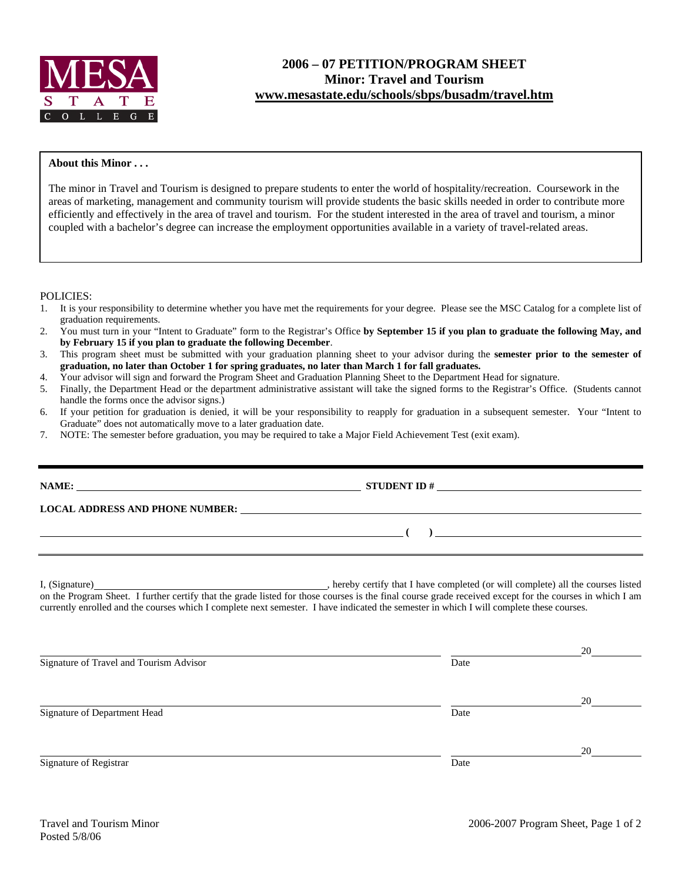MESA STATE COLLEGE

# 2006 – 07 PETITION/PROGRAM SHEET
## Minor: Travel and Tourism
## www.mesastate.edu/schools/sbps/busadm/travel.htm

**About this Minor . . .**

The minor in Travel and Tourism is designed to prepare students to enter the world of hospitality/recreation. Coursework in the areas of marketing, management and community tourism will provide students the basic skills needed in order to contribute more efficiently and effectively in the area of travel and tourism. For the student interested in the area of travel and tourism, a minor coupled with a bachelor's degree can increase the employment opportunities available in a variety of travel-related areas.

POLICIES:

1. It is your responsibility to determine whether you have met the requirements for your degree. Please see the MSC Catalog for a complete list of graduation requirements.
2. You must turn in your "Intent to Graduate" form to the Registrar's Office **by September 15 if you plan to graduate the following May, and by February 15 if you plan to graduate the following December**.
3. This program sheet must be submitted with your graduation planning sheet to your advisor during the **semester prior to the semester of graduation, no later than October 1 for spring graduates, no later than March 1 for fall graduates.**
4. Your advisor will sign and forward the Program Sheet and Graduation Planning Sheet to the Department Head for signature.
5. Finally, the Department Head or the department administrative assistant will take the signed forms to the Registrar's Office. (Students cannot handle the forms once the advisor signs.)
6. If your petition for graduation is denied, it will be your responsibility to reapply for graduation in a subsequent semester. Your "Intent to Graduate" does not automatically move to a later graduation date.
7. NOTE: The semester before graduation, you may be required to take a Major Field Achievement Test (exit exam).

**NAME:** ______________________________ **STUDENT ID #** ______________________________

**LOCAL ADDRESS AND PHONE NUMBER:** ______________________________

______________________________ **( )** ______________________________

I, (Signature)______________________________, hereby certify that I have completed (or will complete) all the courses listed on the Program Sheet. I further certify that the grade listed for those courses is the final course grade received except for the courses in which I am currently enrolled and the courses which I complete next semester. I have indicated the semester in which I will complete these courses.

______________________________ ______________ 20______
Signature of Travel and Tourism Advisor Date

______________________________ ______________ 20______
Signature of Department Head Date

______________________________ ______________ 20______
Signature of Registrar Date

Travel and Tourism Minor
Posted 5/8/06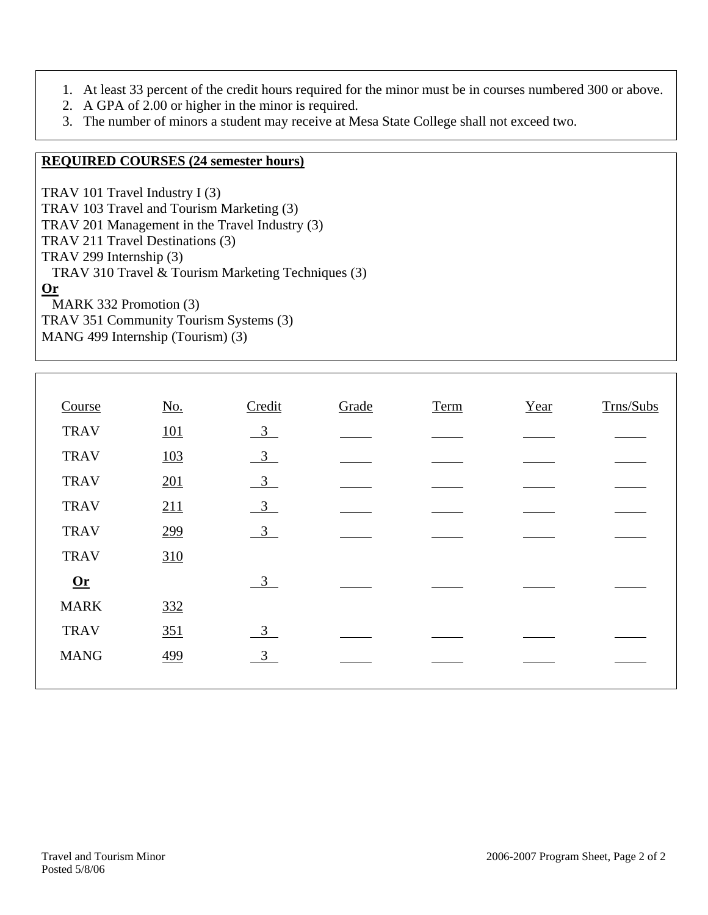1. At least 33 percent of the credit hours required for the minor must be in courses numbered 300 or above.
2. A GPA of 2.00 or higher in the minor is required.
3. The number of minors a student may receive at Mesa State College shall not exceed two.

**REQUIRED COURSES (24 semester hours)**

TRAV 101 Travel Industry I (3)
TRAV 103 Travel and Tourism Marketing (3)
TRAV 201 Management in the Travel Industry (3)
TRAV 211 Travel Destinations (3)
TRAV 299 Internship (3)
TRAV 310 Travel & Tourism Marketing Techniques (3)
**Or**
MARK 332 Promotion (3)
TRAV 351 Community Tourism Systems (3)
MANG 499 Internship (Tourism) (3)

| Course | No. | Credit | Grade | Term | Year | Trns/Subs |
|---|---|---|---|---|---|---|
| TRAV | 101 | 3 | | | | |
| TRAV | 103 | 3 | | | | |
| TRAV | 201 | 3 | | | | |
| TRAV | 211 | 3 | | | | |
| TRAV | 299 | 3 | | | | |
| TRAV | 310 | | | | | |
| **Or** | | 3 | | | | |
| MARK | 332 | | | | | |
| TRAV | 351 | 3 | | | | |
| MANG | 499 | 3 | | | | |

Travel and Tourism Minor
Posted 5/8/06